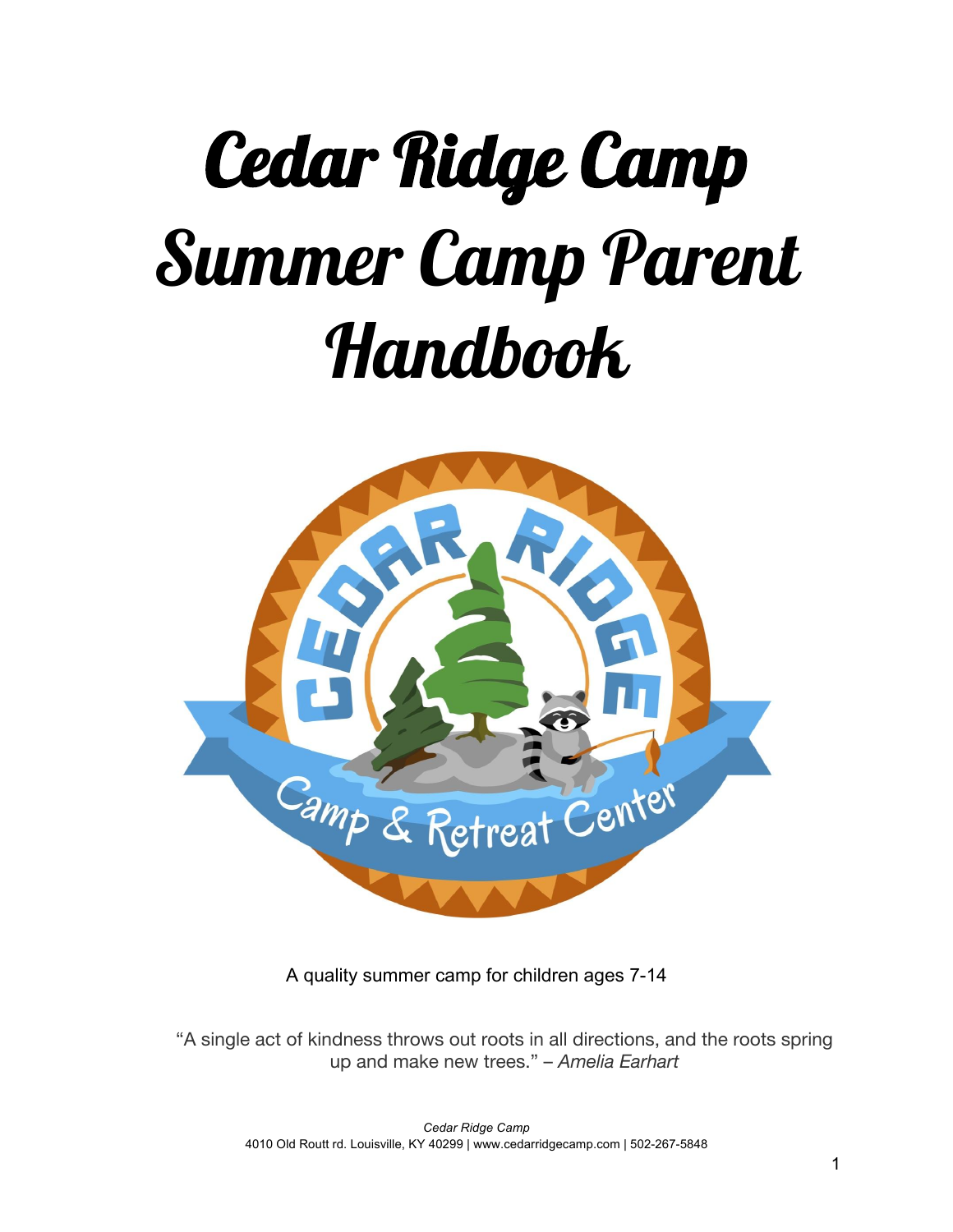# Cedar Ridge Camp Summer Camp Parent Handbook

A quality summer camp for children ages 7-14

"A single act of kindness throws out roots in all directions, and the roots spring up and make new trees." – *Amelia Earhart*

*Cedar Ridge Camp*
4010 Old Routt rd. Louisville, KY 40299 | www.cedarridgecamp.com | 502-267-5848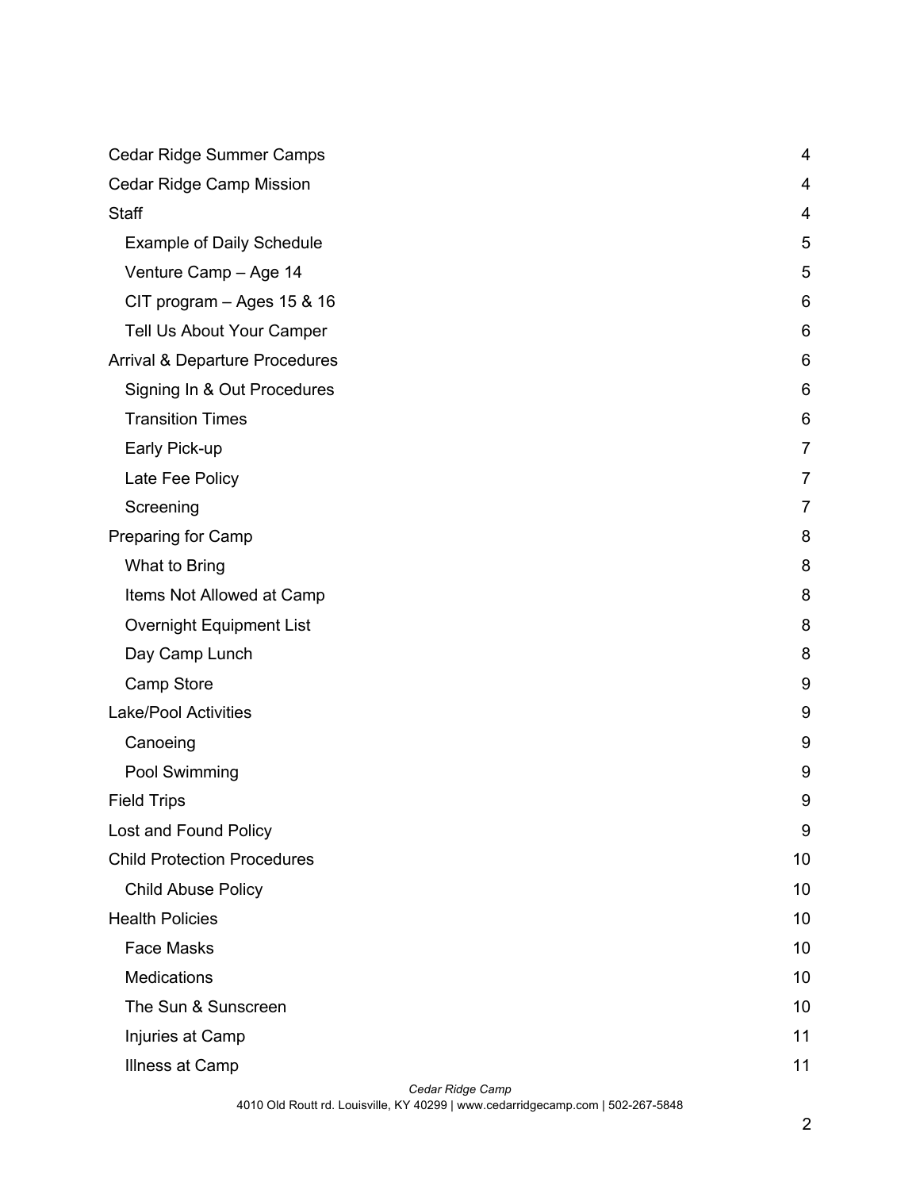| | |
|---|---|
| Cedar Ridge Summer Camps | 4 |
| Cedar Ridge Camp Mission | 4 |
| Staff | 4 |
| Example of Daily Schedule | 5 |
| Venture Camp – Age 14 | 5 |
| CIT program – Ages 15 & 16 | 6 |
| Tell Us About Your Camper | 6 |
| Arrival & Departure Procedures | 6 |
| Signing In & Out Procedures | 6 |
| Transition Times | 6 |
| Early Pick-up | 7 |
| Late Fee Policy | 7 |
| Screening | 7 |
| Preparing for Camp | 8 |
| What to Bring | 8 |
| Items Not Allowed at Camp | 8 |
| Overnight Equipment List | 8 |
| Day Camp Lunch | 8 |
| Camp Store | 9 |
| Lake/Pool Activities | 9 |
| Canoeing | 9 |
| Pool Swimming | 9 |
| Field Trips | 9 |
| Lost and Found Policy | 9 |
| Child Protection Procedures | 10 |
| Child Abuse Policy | 10 |
| Health Policies | 10 |
| Face Masks | 10 |
| Medications | 10 |
| The Sun & Sunscreen | 10 |
| Injuries at Camp | 11 |
| Illness at Camp | 11 |

*Cedar Ridge Camp*
4010 Old Routt rd. Louisville, KY 40299 | www.cedarridgecamp.com | 502-267-5848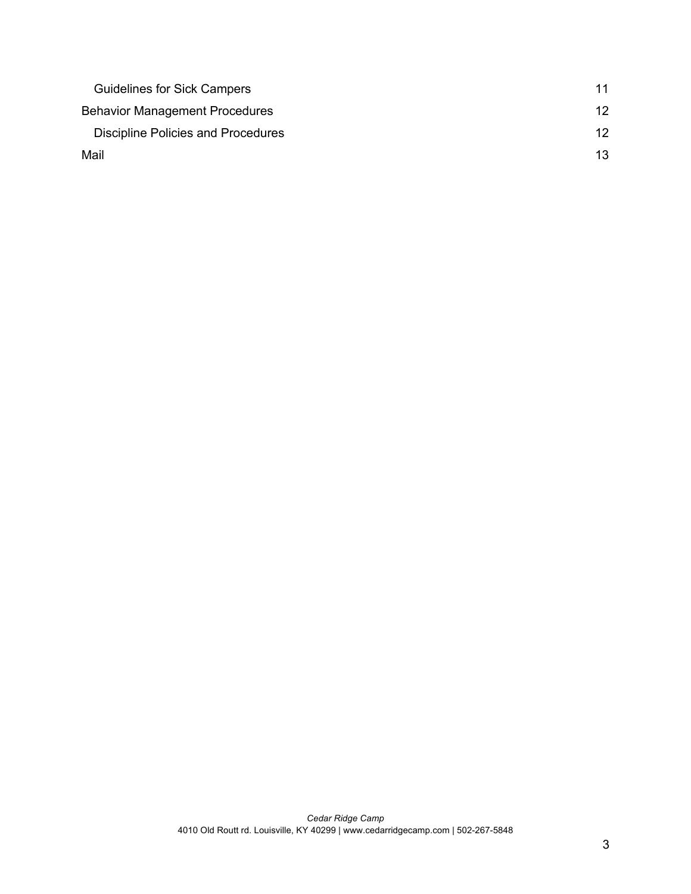| | |
|---|---|
| &nbsp;&nbsp;&nbsp;Guidelines for Sick Campers | 11 |
| Behavior Management Procedures | 12 |
| &nbsp;&nbsp;&nbsp;Discipline Policies and Procedures | 12 |
| Mail | 13 |

*Cedar Ridge Camp*
4010 Old Routt rd. Louisville, KY 40299 | www.cedarridgecamp.com | 502-267-5848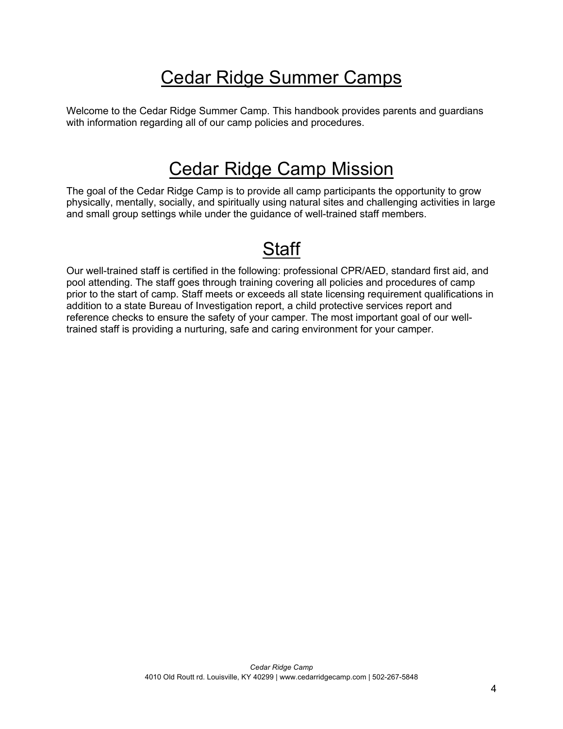# Cedar Ridge Summer Camps

Welcome to the Cedar Ridge Summer Camp. This handbook provides parents and guardians with information regarding all of our camp policies and procedures.

# Cedar Ridge Camp Mission

The goal of the Cedar Ridge Camp is to provide all camp participants the opportunity to grow physically, mentally, socially, and spiritually using natural sites and challenging activities in large and small group settings while under the guidance of well-trained staff members.

# Staff

Our well-trained staff is certified in the following: professional CPR/AED, standard first aid, and pool attending. The staff goes through training covering all policies and procedures of camp prior to the start of camp. Staff meets or exceeds all state licensing requirement qualifications in addition to a state Bureau of Investigation report, a child protective services report and reference checks to ensure the safety of your camper. The most important goal of our well-trained staff is providing a nurturing, safe and caring environment for your camper.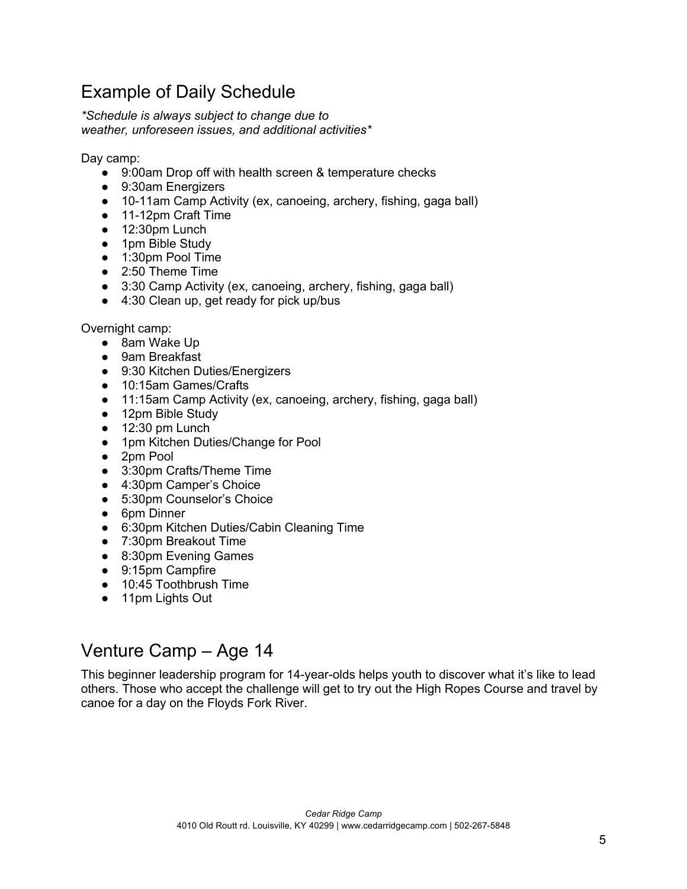## Example of Daily Schedule

*\*Schedule is always subject to change due to weather, unforeseen issues, and additional activities\**

Day camp:

- 9:00am Drop off with health screen & temperature checks
- 9:30am Energizers
- 10-11am Camp Activity (ex, canoeing, archery, fishing, gaga ball)
- 11-12pm Craft Time
- 12:30pm Lunch
- 1pm Bible Study
- 1:30pm Pool Time
- 2:50 Theme Time
- 3:30 Camp Activity (ex, canoeing, archery, fishing, gaga ball)
- 4:30 Clean up, get ready for pick up/bus

Overnight camp:

- 8am Wake Up
- 9am Breakfast
- 9:30 Kitchen Duties/Energizers
- 10:15am Games/Crafts
- 11:15am Camp Activity (ex, canoeing, archery, fishing, gaga ball)
- 12pm Bible Study
- 12:30 pm Lunch
- 1pm Kitchen Duties/Change for Pool
- 2pm Pool
- 3:30pm Crafts/Theme Time
- 4:30pm Camper's Choice
- 5:30pm Counselor's Choice
- 6pm Dinner
- 6:30pm Kitchen Duties/Cabin Cleaning Time
- 7:30pm Breakout Time
- 8:30pm Evening Games
- 9:15pm Campfire
- 10:45 Toothbrush Time
- 11pm Lights Out

## Venture Camp – Age 14

This beginner leadership program for 14-year-olds helps youth to discover what it's like to lead others. Those who accept the challenge will get to try out the High Ropes Course and travel by canoe for a day on the Floyds Fork River.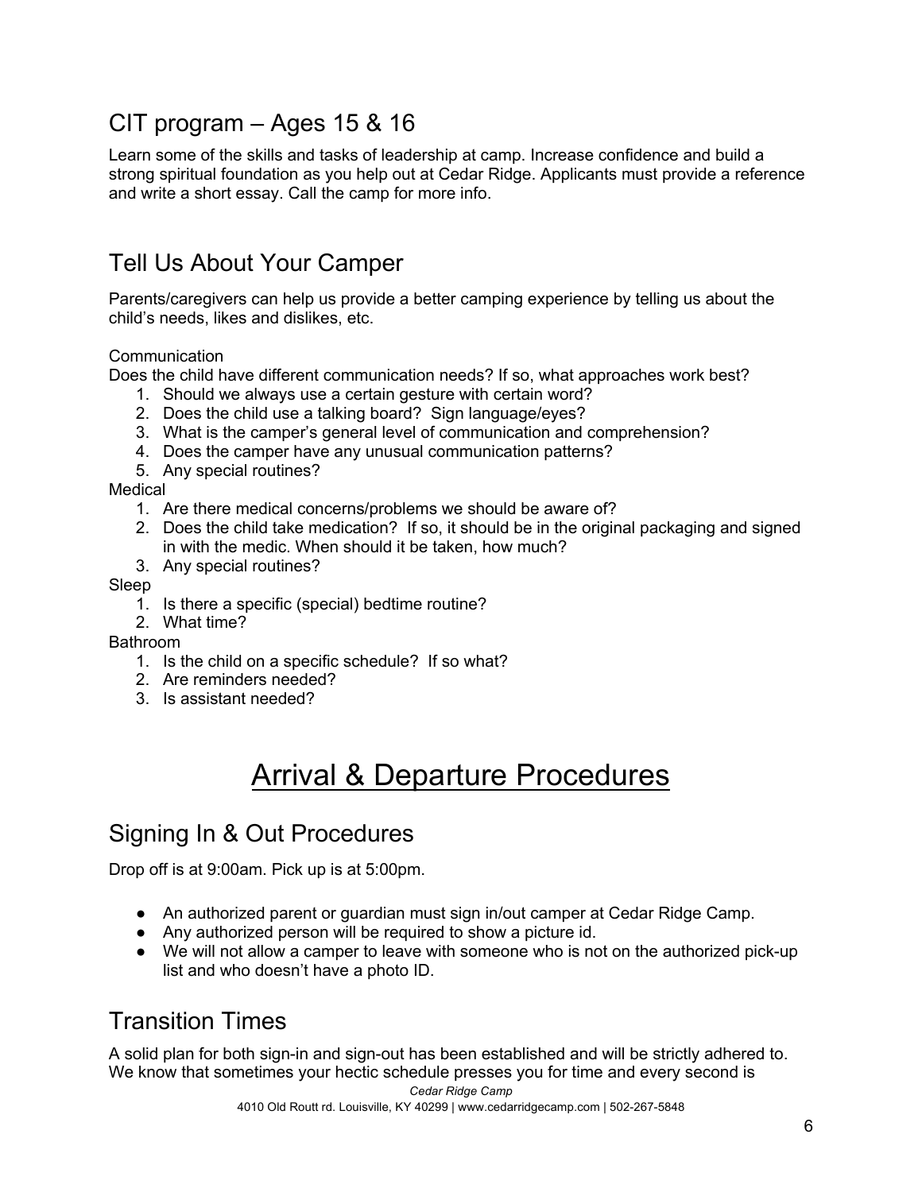## CIT program – Ages 15 & 16

Learn some of the skills and tasks of leadership at camp. Increase confidence and build a strong spiritual foundation as you help out at Cedar Ridge. Applicants must provide a reference and write a short essay. Call the camp for more info.

## Tell Us About Your Camper

Parents/caregivers can help us provide a better camping experience by telling us about the child's needs, likes and dislikes, etc.

Communication
Does the child have different communication needs? If so, what approaches work best?

1. Should we always use a certain gesture with certain word?
2. Does the child use a talking board? Sign language/eyes?
3. What is the camper's general level of communication and comprehension?
4. Does the camper have any unusual communication patterns?
5. Any special routines?

Medical

1. Are there medical concerns/problems we should be aware of?
2. Does the child take medication? If so, it should be in the original packaging and signed in with the medic. When should it be taken, how much?
3. Any special routines?

Sleep

1. Is there a specific (special) bedtime routine?
2. What time?

Bathroom

1. Is the child on a specific schedule? If so what?
2. Are reminders needed?
3. Is assistant needed?

# Arrival & Departure Procedures

## Signing In & Out Procedures

Drop off is at 9:00am. Pick up is at 5:00pm.

- An authorized parent or guardian must sign in/out camper at Cedar Ridge Camp.
- Any authorized person will be required to show a picture id.
- We will not allow a camper to leave with someone who is not on the authorized pick-up list and who doesn't have a photo ID.

## Transition Times

A solid plan for both sign-in and sign-out has been established and will be strictly adhered to. We know that sometimes your hectic schedule presses you for time and every second is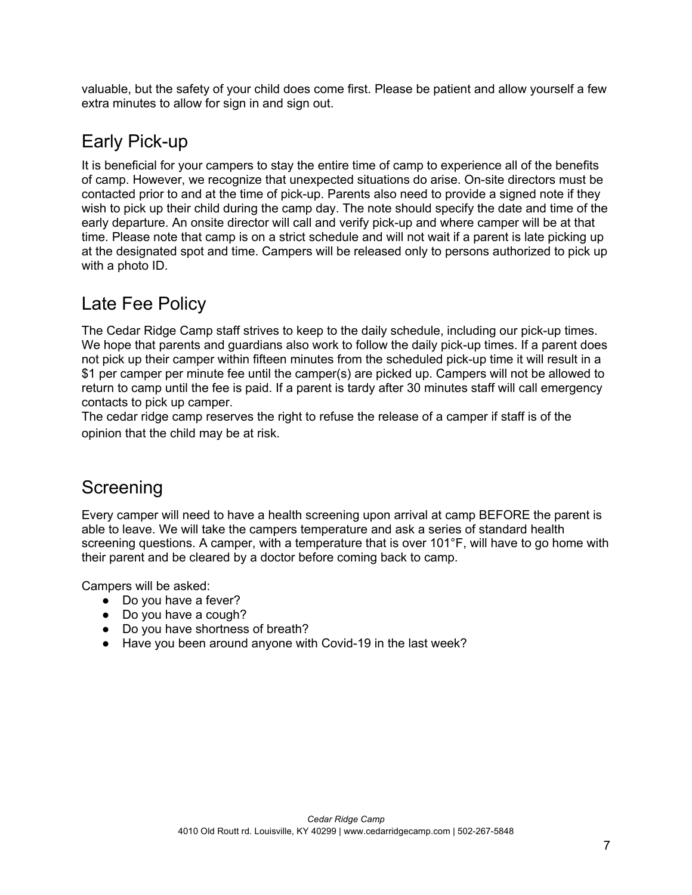valuable, but the safety of your child does come first. Please be patient and allow yourself a few extra minutes to allow for sign in and sign out.

## Early Pick-up

It is beneficial for your campers to stay the entire time of camp to experience all of the benefits of camp. However, we recognize that unexpected situations do arise. On-site directors must be contacted prior to and at the time of pick-up. Parents also need to provide a signed note if they wish to pick up their child during the camp day. The note should specify the date and time of the early departure. An onsite director will call and verify pick-up and where camper will be at that time. Please note that camp is on a strict schedule and will not wait if a parent is late picking up at the designated spot and time. Campers will be released only to persons authorized to pick up with a photo ID.

## Late Fee Policy

The Cedar Ridge Camp staff strives to keep to the daily schedule, including our pick-up times. We hope that parents and guardians also work to follow the daily pick-up times. If a parent does not pick up their camper within fifteen minutes from the scheduled pick-up time it will result in a $1 per camper per minute fee until the camper(s) are picked up. Campers will not be allowed to return to camp until the fee is paid. If a parent is tardy after 30 minutes staff will call emergency contacts to pick up camper.

The cedar ridge camp reserves the right to refuse the release of a camper if staff is of the opinion that the child may be at risk.

## Screening

Every camper will need to have a health screening upon arrival at camp BEFORE the parent is able to leave. We will take the campers temperature and ask a series of standard health screening questions. A camper, with a temperature that is over 101°F, will have to go home with their parent and be cleared by a doctor before coming back to camp.

Campers will be asked:

- Do you have a fever?
- Do you have a cough?
- Do you have shortness of breath?
- Have you been around anyone with Covid-19 in the last week?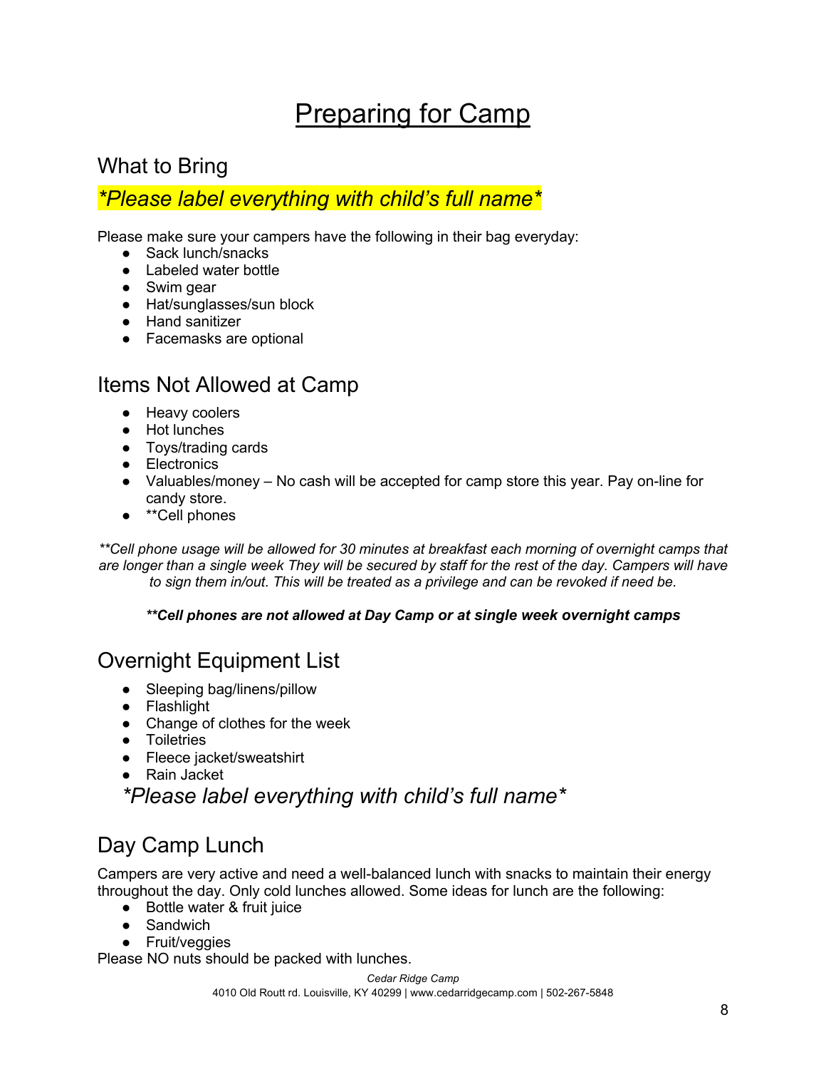# Preparing for Camp

## What to Bring

*\*Please label everything with child's full name\**

Please make sure your campers have the following in their bag everyday:

- Sack lunch/snacks
- Labeled water bottle
- Swim gear
- Hat/sunglasses/sun block
- Hand sanitizer
- Facemasks are optional

## Items Not Allowed at Camp

- Heavy coolers
- Hot lunches
- Toys/trading cards
- Electronics
- Valuables/money – No cash will be accepted for camp store this year. Pay on-line for candy store.
- **Cell phones

*\*\*Cell phone usage will be allowed for 30 minutes at breakfast each morning of overnight camps that are longer than a single week They will be secured by staff for the rest of the day. Campers will have to sign them in/out. This will be treated as a privilege and can be revoked if need be.*

***\*\*Cell phones are not allowed at Day Camp or at single week overnight camps***

## Overnight Equipment List

- Sleeping bag/linens/pillow
- Flashlight
- Change of clothes for the week
- Toiletries
- Fleece jacket/sweatshirt
- Rain Jacket

*\*Please label everything with child's full name\**

## Day Camp Lunch

Campers are very active and need a well-balanced lunch with snacks to maintain their energy throughout the day. Only cold lunches allowed. Some ideas for lunch are the following:

- Bottle water & fruit juice
- Sandwich
- Fruit/veggies

Please NO nuts should be packed with lunches.

*Cedar Ridge Camp*
4010 Old Routt rd. Louisville, KY 40299 | www.cedarridgecamp.com | 502-267-5848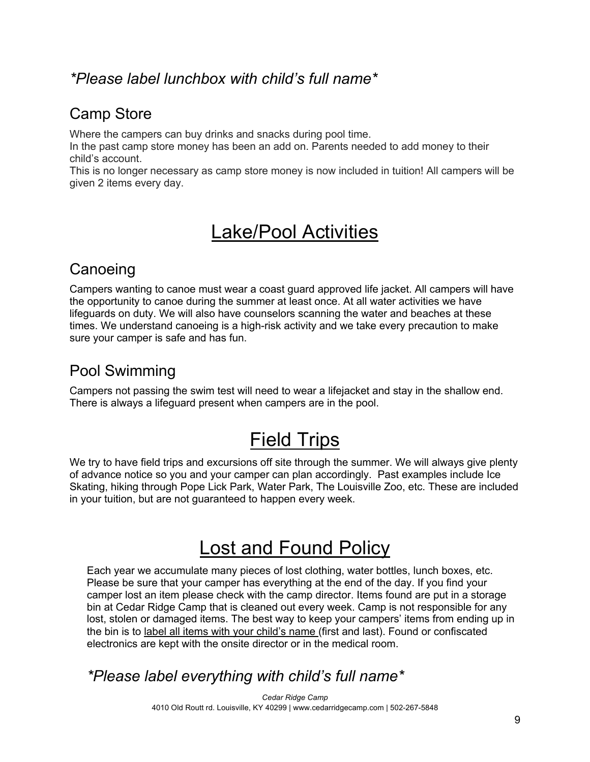*\*Please label lunchbox with child's full name\**

## Camp Store

Where the campers can buy drinks and snacks during pool time.
In the past camp store money has been an add on. Parents needed to add money to their child's account.
This is no longer necessary as camp store money is now included in tuition! All campers will be given 2 items every day.

# Lake/Pool Activities

## Canoeing

Campers wanting to canoe must wear a coast guard approved life jacket. All campers will have the opportunity to canoe during the summer at least once. At all water activities we have lifeguards on duty. We will also have counselors scanning the water and beaches at these times. We understand canoeing is a high-risk activity and we take every precaution to make sure your camper is safe and has fun.

## Pool Swimming

Campers not passing the swim test will need to wear a lifejacket and stay in the shallow end. There is always a lifeguard present when campers are in the pool.

# Field Trips

We try to have field trips and excursions off site through the summer. We will always give plenty of advance notice so you and your camper can plan accordingly. Past examples include Ice Skating, hiking through Pope Lick Park, Water Park, The Louisville Zoo, etc. These are included in your tuition, but are not guaranteed to happen every week.

# Lost and Found Policy

Each year we accumulate many pieces of lost clothing, water bottles, lunch boxes, etc. Please be sure that your camper has everything at the end of the day. If you find your camper lost an item please check with the camp director. Items found are put in a storage bin at Cedar Ridge Camp that is cleaned out every week. Camp is not responsible for any lost, stolen or damaged items. The best way to keep your campers' items from ending up in the bin is to <u>label all items with your child's name</u> (first and last). Found or confiscated electronics are kept with the onsite director or in the medical room.

*\*Please label everything with child's full name\**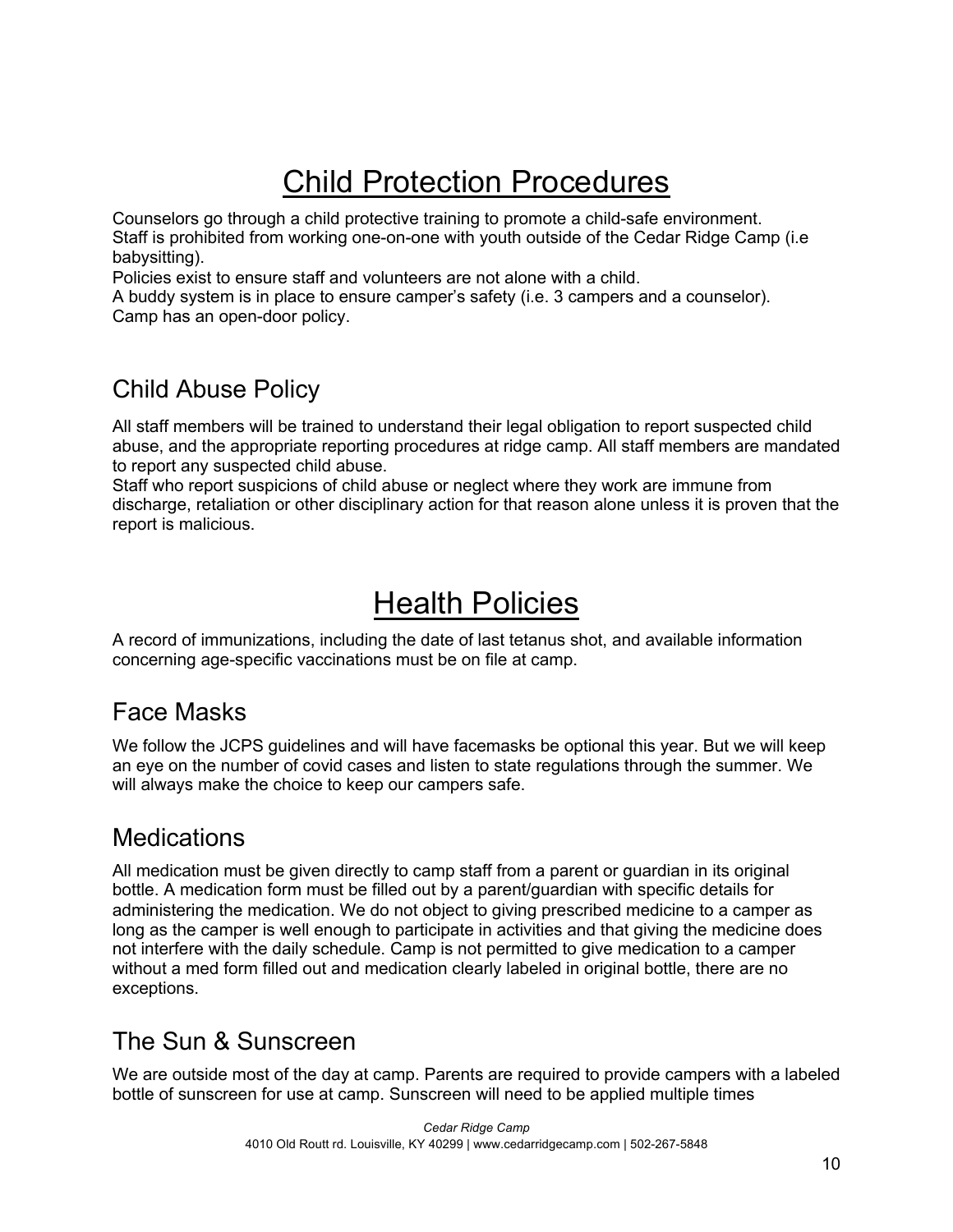# Child Protection Procedures

Counselors go through a child protective training to promote a child-safe environment.
Staff is prohibited from working one-on-one with youth outside of the Cedar Ridge Camp (i.e babysitting).
Policies exist to ensure staff and volunteers are not alone with a child.
A buddy system is in place to ensure camper's safety (i.e. 3 campers and a counselor).
Camp has an open-door policy.

## Child Abuse Policy

All staff members will be trained to understand their legal obligation to report suspected child abuse, and the appropriate reporting procedures at ridge camp. All staff members are mandated to report any suspected child abuse.
Staff who report suspicions of child abuse or neglect where they work are immune from discharge, retaliation or other disciplinary action for that reason alone unless it is proven that the report is malicious.

# Health Policies

A record of immunizations, including the date of last tetanus shot, and available information concerning age-specific vaccinations must be on file at camp.

## Face Masks

We follow the JCPS guidelines and will have facemasks be optional this year. But we will keep an eye on the number of covid cases and listen to state regulations through the summer. We will always make the choice to keep our campers safe.

## Medications

All medication must be given directly to camp staff from a parent or guardian in its original bottle. A medication form must be filled out by a parent/guardian with specific details for administering the medication. We do not object to giving prescribed medicine to a camper as long as the camper is well enough to participate in activities and that giving the medicine does not interfere with the daily schedule. Camp is not permitted to give medication to a camper without a med form filled out and medication clearly labeled in original bottle, there are no exceptions.

## The Sun & Sunscreen

We are outside most of the day at camp. Parents are required to provide campers with a labeled bottle of sunscreen for use at camp. Sunscreen will need to be applied multiple times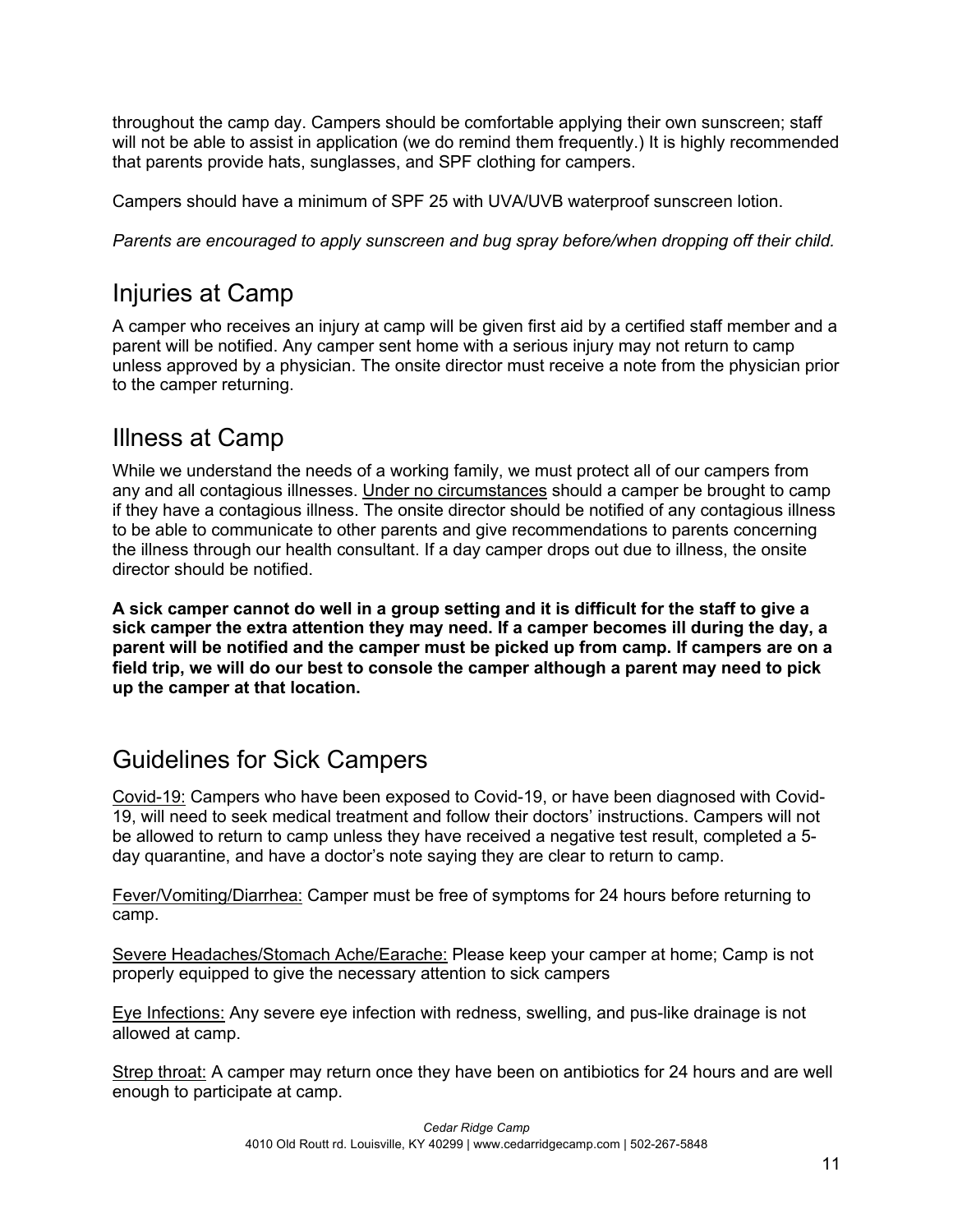throughout the camp day. Campers should be comfortable applying their own sunscreen; staff will not be able to assist in application (we do remind them frequently.) It is highly recommended that parents provide hats, sunglasses, and SPF clothing for campers.

Campers should have a minimum of SPF 25 with UVA/UVB waterproof sunscreen lotion.

*Parents are encouraged to apply sunscreen and bug spray before/when dropping off their child.*

## Injuries at Camp

A camper who receives an injury at camp will be given first aid by a certified staff member and a parent will be notified. Any camper sent home with a serious injury may not return to camp unless approved by a physician. The onsite director must receive a note from the physician prior to the camper returning.

## Illness at Camp

While we understand the needs of a working family, we must protect all of our campers from any and all contagious illnesses. <u>Under no circumstances</u> should a camper be brought to camp if they have a contagious illness. The onsite director should be notified of any contagious illness to be able to communicate to other parents and give recommendations to parents concerning the illness through our health consultant. If a day camper drops out due to illness, the onsite director should be notified.

**A sick camper cannot do well in a group setting and it is difficult for the staff to give a sick camper the extra attention they may need. If a camper becomes ill during the day, a parent will be notified and the camper must be picked up from camp. If campers are on a field trip, we will do our best to console the camper although a parent may need to pick up the camper at that location.**

## Guidelines for Sick Campers

<u>Covid-19:</u> Campers who have been exposed to Covid-19, or have been diagnosed with Covid-19, will need to seek medical treatment and follow their doctors' instructions. Campers will not be allowed to return to camp unless they have received a negative test result, completed a 5-day quarantine, and have a doctor's note saying they are clear to return to camp.

<u>Fever/Vomiting/Diarrhea:</u> Camper must be free of symptoms for 24 hours before returning to camp.

<u>Severe Headaches/Stomach Ache/Earache:</u> Please keep your camper at home; Camp is not properly equipped to give the necessary attention to sick campers

<u>Eye Infections:</u> Any severe eye infection with redness, swelling, and pus-like drainage is not allowed at camp.

<u>Strep throat:</u> A camper may return once they have been on antibiotics for 24 hours and are well enough to participate at camp.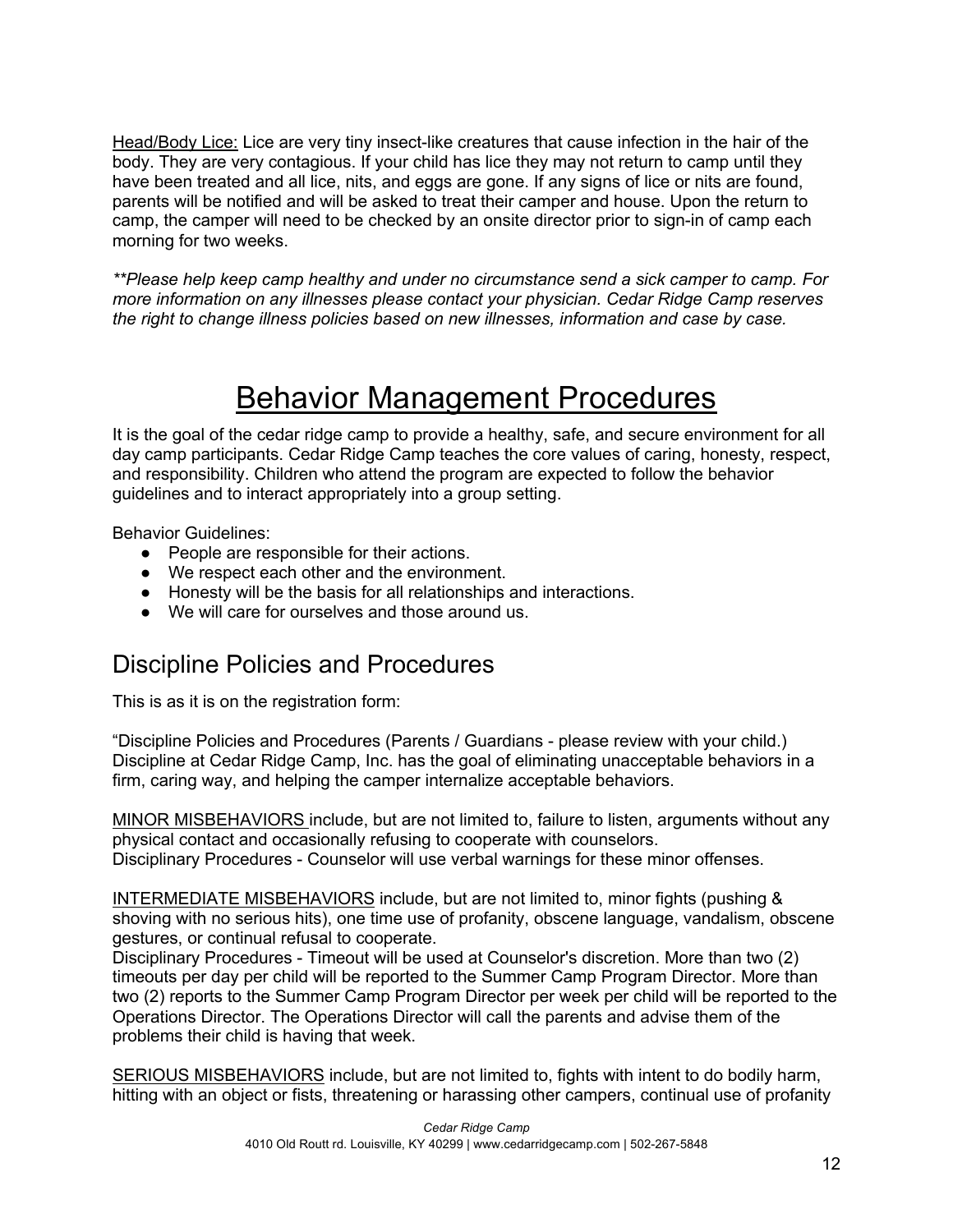Head/Body Lice: Lice are very tiny insect-like creatures that cause infection in the hair of the body. They are very contagious. If your child has lice they may not return to camp until they have been treated and all lice, nits, and eggs are gone. If any signs of lice or nits are found, parents will be notified and will be asked to treat their camper and house. Upon the return to camp, the camper will need to be checked by an onsite director prior to sign-in of camp each morning for two weeks.

*\*\*Please help keep camp healthy and under no circumstance send a sick camper to camp. For more information on any illnesses please contact your physician. Cedar Ridge Camp reserves the right to change illness policies based on new illnesses, information and case by case.*

# Behavior Management Procedures

It is the goal of the cedar ridge camp to provide a healthy, safe, and secure environment for all day camp participants. Cedar Ridge Camp teaches the core values of caring, honesty, respect, and responsibility. Children who attend the program are expected to follow the behavior guidelines and to interact appropriately into a group setting.

Behavior Guidelines:

- People are responsible for their actions.
- We respect each other and the environment.
- Honesty will be the basis for all relationships and interactions.
- We will care for ourselves and those around us.

## Discipline Policies and Procedures

This is as it is on the registration form:

"Discipline Policies and Procedures (Parents / Guardians - please review with your child.) Discipline at Cedar Ridge Camp, Inc. has the goal of eliminating unacceptable behaviors in a firm, caring way, and helping the camper internalize acceptable behaviors.

MINOR MISBEHAVIORS include, but are not limited to, failure to listen, arguments without any physical contact and occasionally refusing to cooperate with counselors.
Disciplinary Procedures - Counselor will use verbal warnings for these minor offenses.

INTERMEDIATE MISBEHAVIORS include, but are not limited to, minor fights (pushing & shoving with no serious hits), one time use of profanity, obscene language, vandalism, obscene gestures, or continual refusal to cooperate.
Disciplinary Procedures - Timeout will be used at Counselor's discretion. More than two (2) timeouts per day per child will be reported to the Summer Camp Program Director. More than two (2) reports to the Summer Camp Program Director per week per child will be reported to the Operations Director. The Operations Director will call the parents and advise them of the problems their child is having that week.

SERIOUS MISBEHAVIORS include, but are not limited to, fights with intent to do bodily harm, hitting with an object or fists, threatening or harassing other campers, continual use of profanity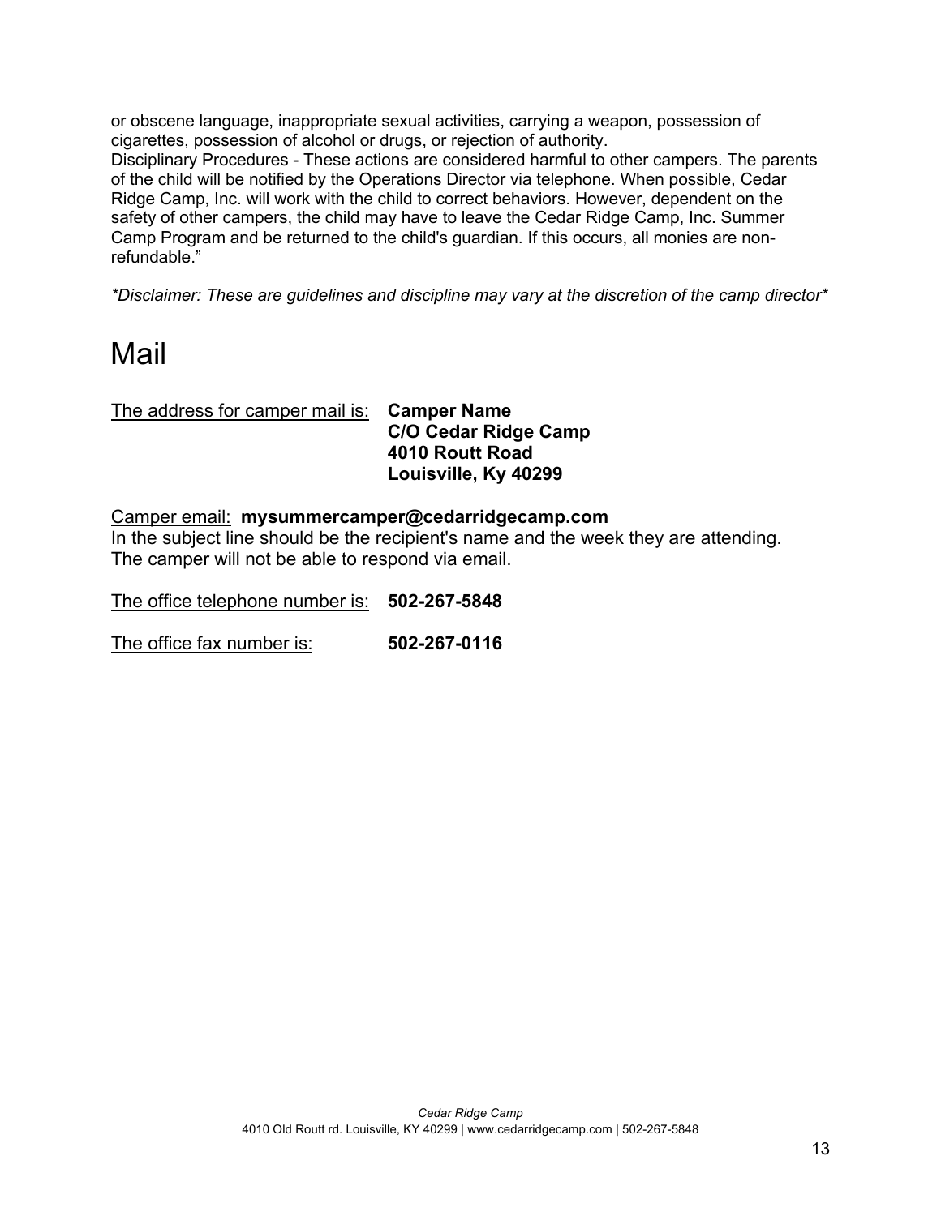or obscene language, inappropriate sexual activities, carrying a weapon, possession of cigarettes, possession of alcohol or drugs, or rejection of authority.

Disciplinary Procedures - These actions are considered harmful to other campers. The parents of the child will be notified by the Operations Director via telephone. When possible, Cedar Ridge Camp, Inc. will work with the child to correct behaviors. However, dependent on the safety of other campers, the child may have to leave the Cedar Ridge Camp, Inc. Summer Camp Program and be returned to the child's guardian. If this occurs, all monies are non-refundable."

*\*Disclaimer: These are guidelines and discipline may vary at the discretion of the camp director\**

# Mail

<u>The address for camper mail is:</u> **Camper Name**
**C/O Cedar Ridge Camp**
**4010 Routt Road**
**Louisville, Ky 40299**

<u>Camper email:</u> **mysummercamper@cedarridgecamp.com**
In the subject line should be the recipient's name and the week they are attending. The camper will not be able to respond via email.

<u>The office telephone number is:</u> **502-267-5848**

<u>The office fax number is:</u> **502-267-0116**